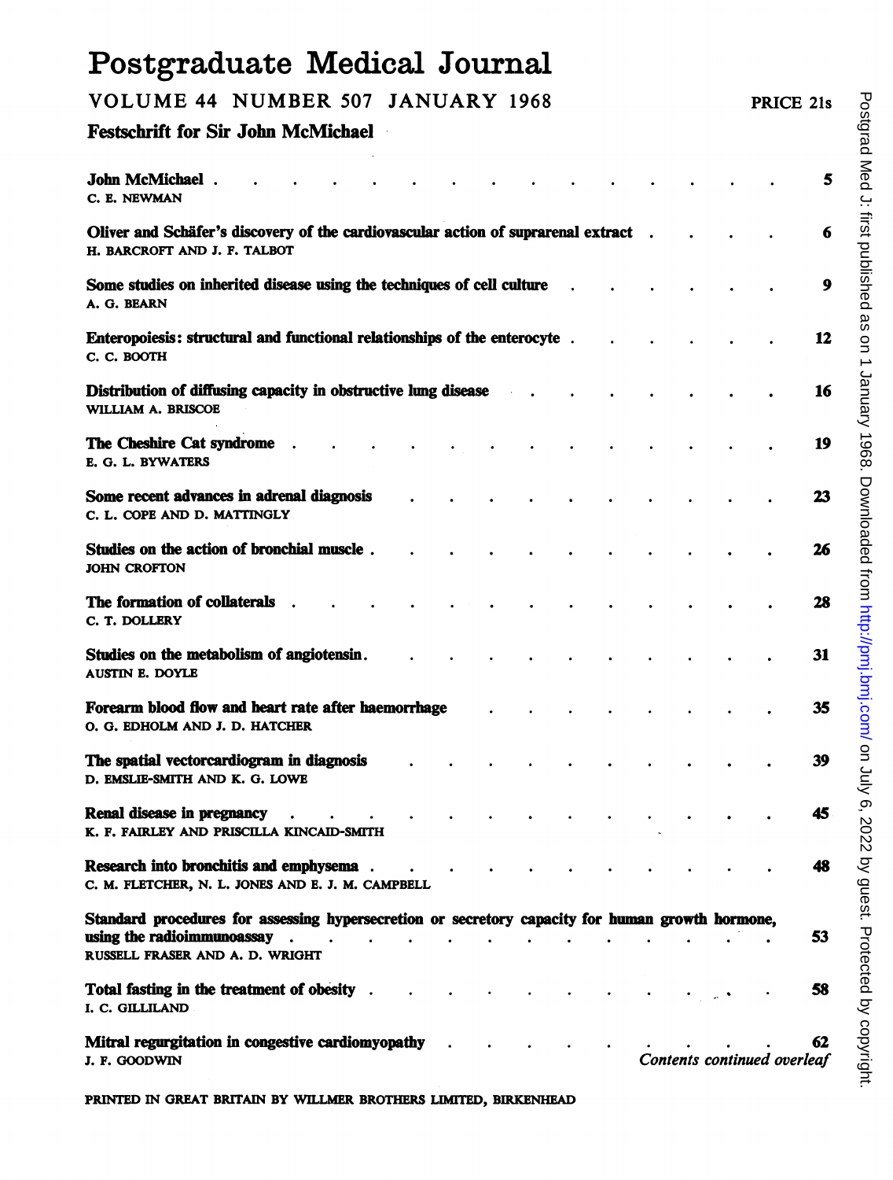# Postgraduate Medical Journal

## VOLUME 44 NUMBER 507 JANUARY 1968

PRICE 21s

### Festschrift for Sir John McMichael

**John McMichael** . . . . . . . . . . . . . . . . 5
C. E. NEWMAN

**Oliver and Schäfer's discovery of the cardiovascular action of suprarenal extract** . . . . . 6
H. BARCROFT AND J. F. TALBOT

**Some studies on inherited disease using the techniques of cell culture** . . . . . . . 9
A. G. BEARN

**Enteropoiesis: structural and functional relationships of the enterocyte** . . . . . . . 12
C. C. BOOTH

**Distribution of diffusing capacity in obstructive lung disease** . . . . . . . . 16
WILLIAM A. BRISCOE

**The Cheshire Cat syndrome** . . . . . . . . . . . . . 19
E. G. L. BYWATERS

**Some recent advances in adrenal diagnosis** . . . . . . . . . . 23
C. L. COPE AND D. MATTINGLY

**Studies on the action of bronchial muscle** . . . . . . . . . . . 26
JOHN CROFTON

**The formation of collaterals** . . . . . . . . . . . . . 28
C. T. DOLLERY

**Studies on the metabolism of angiotensin**. . . . . . . . . . . . 31
AUSTIN E. DOYLE

**Forearm blood flow and heart rate after haemorrhage** . . . . . . . . . 35
O. G. EDHOLM AND J. D. HATCHER

**The spatial vectorcardiogram in diagnosis** . . . . . . . . . . 39
D. EMSLIE-SMITH AND K. G. LOWE

**Renal disease in pregnancy** . . . . . . . . . . . . . 45
K. F. FAIRLEY AND PRISCILLA KINCAID-SMITH

**Research into bronchitis and emphysema** . . . . . . . . . . . 48
C. M. FLETCHER, N. L. JONES AND E. J. M. CAMPBELL

**Standard procedures for assessing hypersecretion or secretory capacity for human growth hormone, using the radioimmunoassay** . . . . . . . . . . . . . . 53
RUSSELL FRASER AND A. D. WRIGHT

**Total fasting in the treatment of obesity** . . . . . . . . . . . 58
I. C. GILLILAND

**Mitral regurgitation in congestive cardiomyopathy** . . . . . . . . . . 62
J. F. GOODWIN

*Contents continued overleaf*

PRINTED IN GREAT BRITAIN BY WILLMER BROTHERS LIMITED, BIRKENHEAD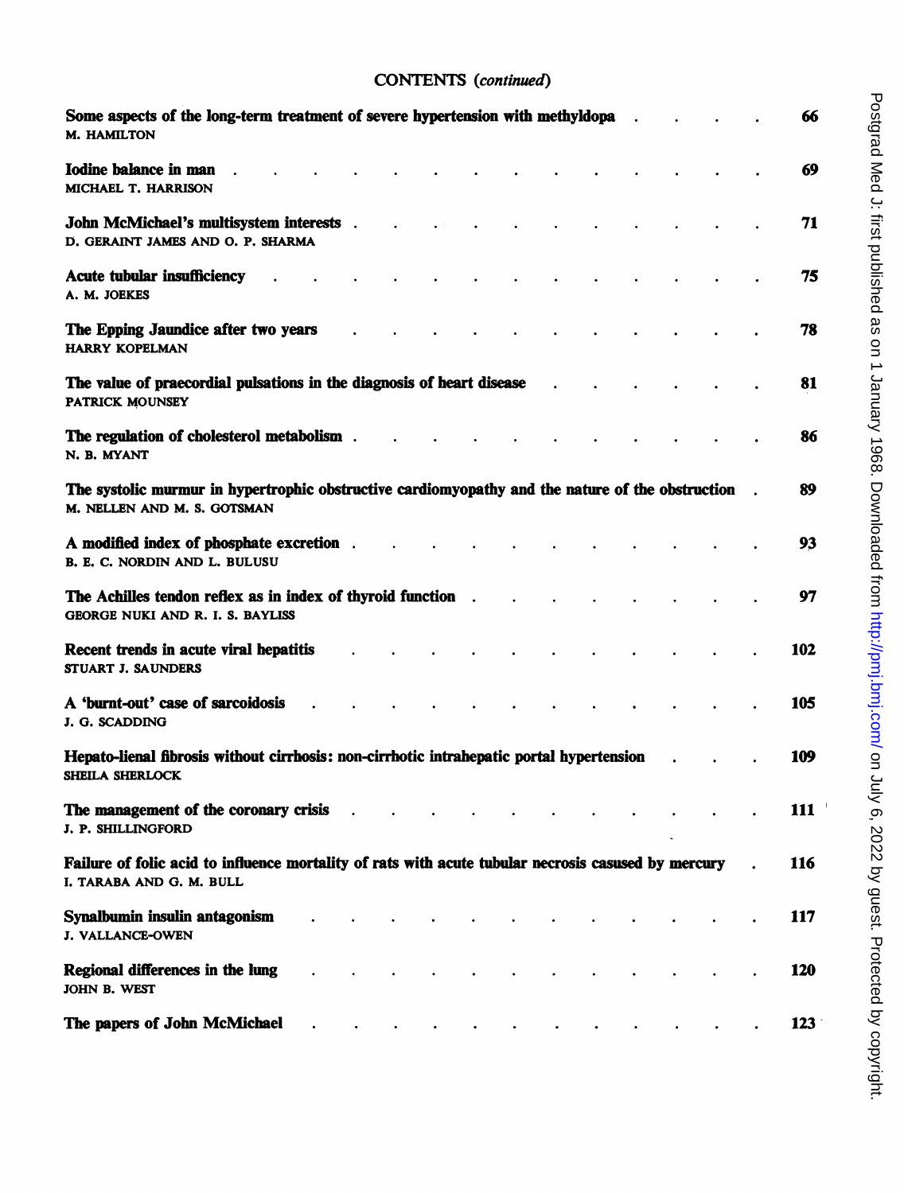## CONTENTS (*continued*)

**Some aspects of the long-term treatment of severe hypertension with methyldopa** . . . . . 66
M. HAMILTON

**Iodine balance in man** . . . . . 69
MICHAEL T. HARRISON

**John McMichael's multisystem interests** . . . . . 71
D. GERAINT JAMES AND O. P. SHARMA

**Acute tubular insufficiency** . . . . . 75
A. M. JOEKES

**The Epping Jaundice after two years** . . . . . 78
HARRY KOPELMAN

**The value of praecordial pulsations in the diagnosis of heart disease** . . . . . 81
PATRICK MOUNSEY

**The regulation of cholesterol metabolism** . . . . . 86
N. B. MYANT

**The systolic murmur in hypertrophic obstructive cardiomyopathy and the nature of the obstruction** . 89
M. NELLEN AND M. S. GOTSMAN

**A modified index of phosphate excretion** . . . . . 93
B. E. C. NORDIN AND L. BULUSU

**The Achilles tendon reflex as in index of thyroid function** . . . . . 97
GEORGE NUKI AND R. I. S. BAYLISS

**Recent trends in acute viral hepatitis** . . . . . 102
STUART J. SAUNDERS

**A 'burnt-out' case of sarcoidosis** . . . . . 105
J. G. SCADDING

**Hepato-lienal fibrosis without cirrhosis: non-cirrhotic intrahepatic portal hypertension** . . . . 109
SHEILA SHERLOCK

**The management of the coronary crisis** . . . . . 111
J. P. SHILLINGFORD

**Failure of folic acid to influence mortality of rats with acute tubular necrosis casused by mercury** . 116
I. TARABA AND G. M. BULL

**Synalbumin insulin antagonism** . . . . . 117
J. VALLANCE-OWEN

**Regional differences in the lung** . . . . . 120
JOHN B. WEST

**The papers of John McMichael** . . . . . 123